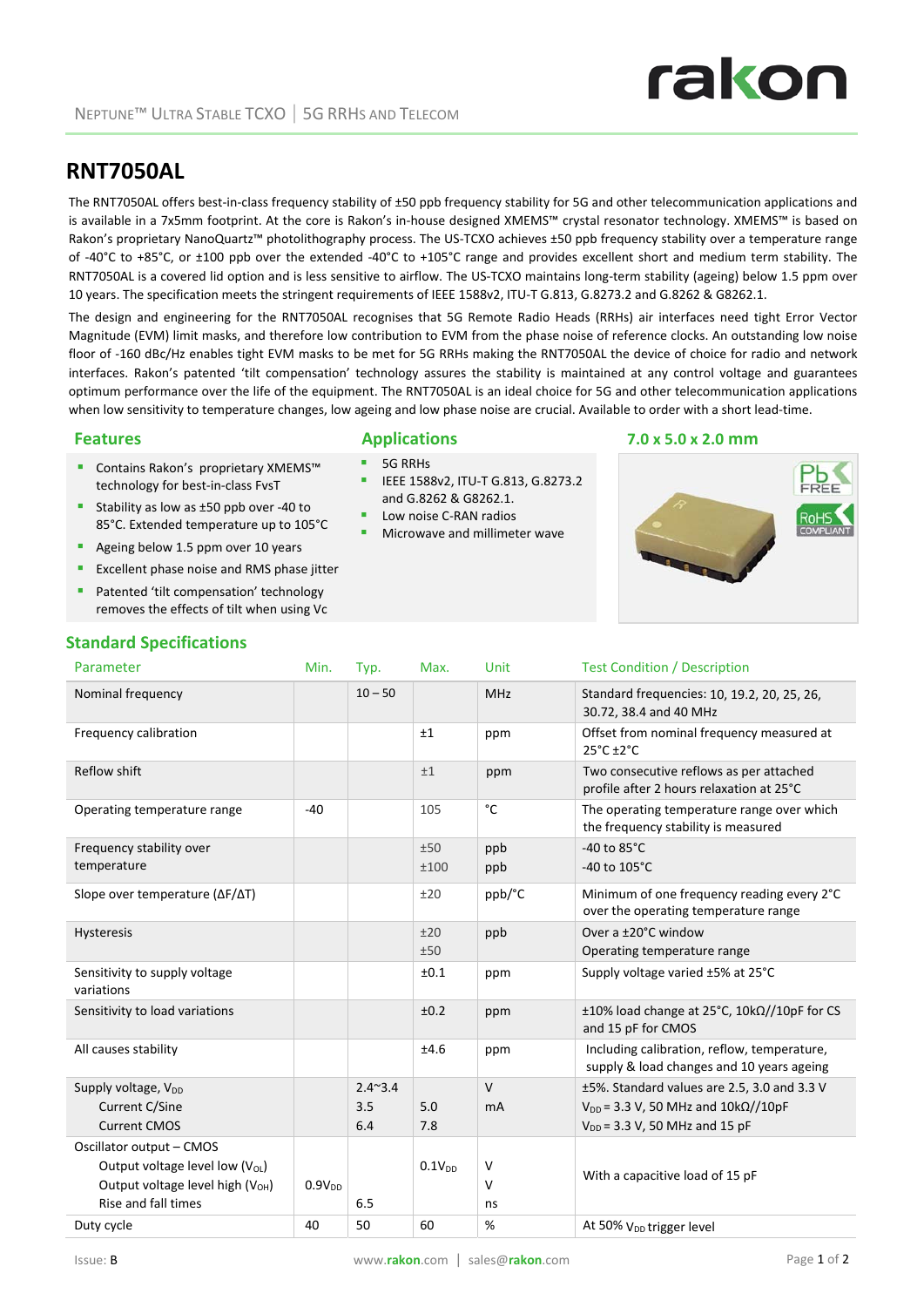NEPTUNE™ ULTRA STABLE TCXO | 5G RRHS AND TELECOM

# RNT7050AL

The RNT7050AL offers best-in-class frequency stability of ±50 ppb frequency stability for 5G and other telecommunication applications and is available in a 7x5mm footprint. At the core is Rakon's in-house designed XMEMS™ crystal resonator technology. XMEMS™ is based on Rakon's proprietary NanoQuartz™ photolithography process. The US-TCXO achieves ±50 ppb frequency stability over a temperature range of -40°C to +85°C, or ±100 ppb over the extended -40°C to +105°C range and provides excellent short and medium term stability. The RNT7050AL is a covered lid option and is less sensitive to airflow. The US-TCXO maintains long-term stability (ageing) below 1.5 ppm over 10 years. The specification meets the stringent requirements of IEEE 1588v2, ITU-T G.813, G.8273.2 and G.8262 & G8262.1.

The design and engineering for the RNT7050AL recognises that 5G Remote Radio Heads (RRHs) air interfaces need tight Error Vector Magnitude (EVM) limit masks, and therefore low contribution to EVM from the phase noise of reference clocks. An outstanding low noise floor of -160 dBc/Hz enables tight EVM masks to be met for 5G RRHs making the RNT7050AL the device of choice for radio and network interfaces. Rakon's patented 'tilt compensation' technology assures the stability is maintained at any control voltage and guarantees optimum performance over the life of the equipment. The RNT7050AL is an ideal choice for 5G and other telecommunication applications when low sensitivity to temperature changes, low ageing and low phase noise are crucial. Available to order with a short lead-time.

## Features

- Contains Rakon's proprietary XMEMS™ technology for best-in-class FvsT
- Stability as low as ±50 ppb over -40 to 85°C. Extended temperature up to 105°C
- Ageing below 1.5 ppm over 10 years
- Excellent phase noise and RMS phase jitter
- Patented 'tilt compensation' technology removes the effects of tilt when using Vc

## Applications

- 5G RRHs
- IEEE 1588v2, ITU-T G.813, G.8273.2 and G.8262 & G8262.1.
- Low noise C-RAN radios
- Microwave and millimeter wave

## 7.0 x 5.0 x 2.0 mm

Pb FREE | RoHS COMPLIANT

## Standard Specifications

| Parameter | Min. | Typ. | Max. | Unit | Test Condition / Description |
|---|---|---|---|---|---|
| Nominal frequency | | 10 – 50 | | MHz | Standard frequencies: 10, 19.2, 20, 25, 26, 30.72, 38.4 and 40 MHz |
| Frequency calibration | | | ±1 | ppm | Offset from nominal frequency measured at 25°C ±2°C |
| Reflow shift | | | ±1 | ppm | Two consecutive reflows as per attached profile after 2 hours relaxation at 25°C |
| Operating temperature range | -40 | | 105 | °C | The operating temperature range over which the frequency stability is measured |
| Frequency stability over temperature | | | ±50<br>±100 | ppb<br>ppb | -40 to 85°C<br>-40 to 105°C |
| Slope over temperature (ΔF/ΔT) | | | ±20 | ppb/°C | Minimum of one frequency reading every 2°C over the operating temperature range |
| Hysteresis | | | ±20<br>±50 | ppb | Over a ±20°C window<br>Operating temperature range |
| Sensitivity to supply voltage variations | | | ±0.1 | ppm | Supply voltage varied ±5% at 25°C |
| Sensitivity to load variations | | | ±0.2 | ppm | ±10% load change at 25°C, 10kΩ//10pF for CS and 15 pF for CMOS |
| All causes stability | | | ±4.6 | ppm | Including calibration, reflow, temperature, supply & load changes and 10 years ageing |
| Supply voltage, $V_{DD}$<br>Current C/Sine<br>Current CMOS | | 2.4~3.4<br>3.5<br>6.4 | <br>5.0<br>7.8 | V<br>mA | ±5%. Standard values are 2.5, 3.0 and 3.3 V<br>$V_{DD}$ = 3.3 V, 50 MHz and 10kΩ//10pF<br>$V_{DD}$ = 3.3 V, 50 MHz and 15 pF |
| Oscillator output – CMOS<br>Output voltage level low ($V_{OL}$)<br>Output voltage level high ($V_{OH}$)<br>Rise and fall times | <br><br>$0.9V_{DD}$ | <br><br><br>6.5 | <br>$0.1V_{DD}$ | <br>V<br>V<br>ns | With a capacitive load of 15 pF |
| Duty cycle | 40 | 50 | 60 | % | At 50% $V_{DD}$ trigger level |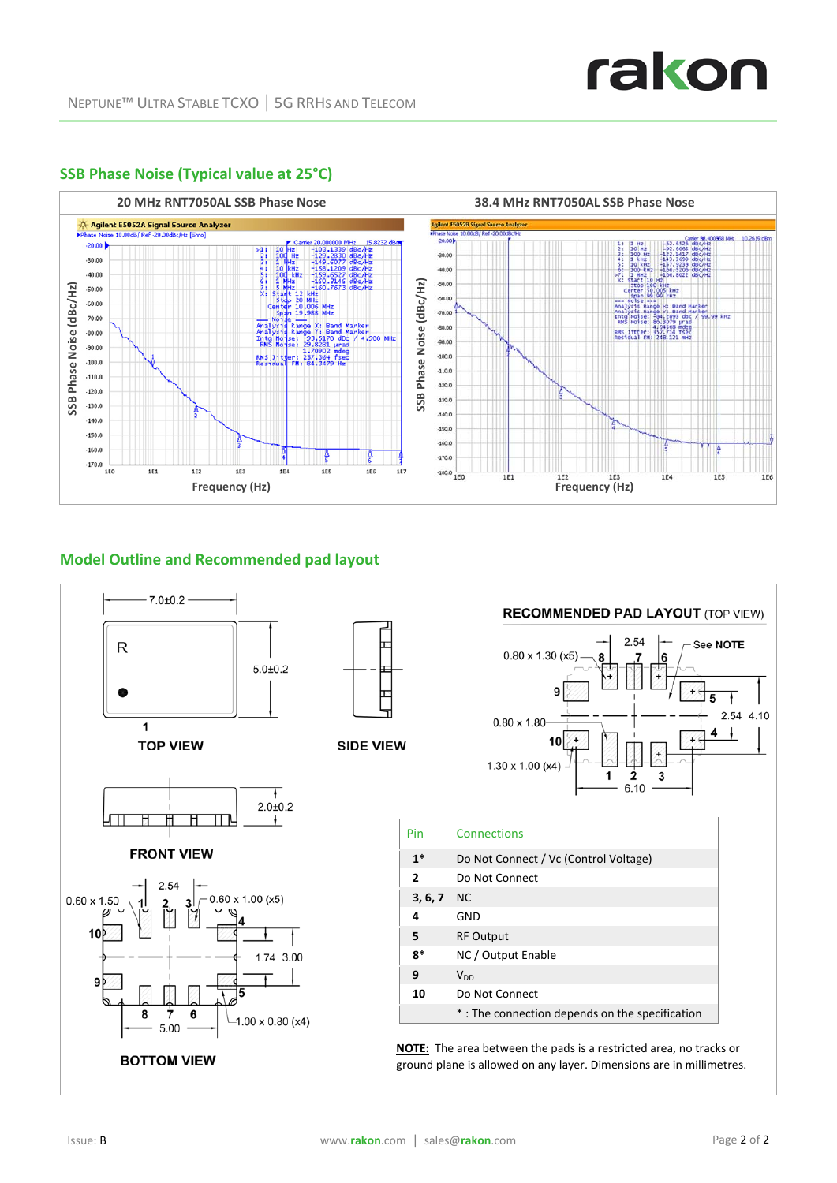## SSB Phase Noise (Typical value at 25°C)

**20 MHz RNT7050AL SSB Phase Nose**

Agilent E5052A Signal Source Analyzer

Phase Noise 10.00dB/ Ref -20.00dBc/Hz

Carrier 20.000000 MHz 15.8232 dBm

1: 10 Hz -103.1339 dBc/Hz
2: 100 Hz -129.2830 dBc/Hz
3: 1 kHz -149.8077 dBc/Hz
4: 10 kHz -158.1209 dBc/Hz
5: 100 kHz -159.6522 dBc/Hz
6: 1 MHz -160.3146 dBc/Hz
7: 5 MHz -160.7873 dBc/Hz
X: Start 12 kHz
Stop 20 MHz
Center 10.006 MHz
Span 19.988 MHz
Noise
Analysis Range X: Band Marker
Analysis Range Y: Band Marker
Intg Noise: -93.5178 dBc / 4.988 MHz
RMS Noise: 29.8281 µrad
1.70902 mdeg
RMS Jitter: 237.364 fsec
Residual FM: 84.3479 Hz

SSB Phase Noise (dBc/Hz)

Frequency (Hz)

**38.4 MHz RNT7050AL SSB Phase Nose**

Agilent E5052B Signal Source Analyzer

Phase Noise 10.00dB/ Ref -20.00dBc/Hz

Carrier 38.400988 MHz 10.2619 dBm

1: 1 Hz -62.6526 dBc/Hz
2: 10 Hz -92.6068 dBc/Hz
3: 100 Hz -122.1457 dBc/Hz
4: 1 kHz -143.3699 dBc/Hz
5: 10 kHz -157.9238 dBc/Hz
6: 100 kHz -160.5209 dBc/Hz
>7: 1 MHz -160.8022 dBc/Hz
X: Start 10 Hz
Stop 100 kHz
Center 50.005 kHz
Span 99.99 kHz
Noise
Analysis Range X: Band Marker
Analysis Range Y: Band Marker
Intg Noise: -94.2893 dBc / 99.99 kHz
RMS Noise: 86.3079 µrad
4.94508 mdeg
RMS Jitter: 357.714 fsec
Residual FM: 248.121 mHz

SSB Phase Noise (dBc/Hz)

Frequency (Hz)

## Model Outline and Recommended pad layout

TOP VIEW: 7.0±0.2, 5.0±0.2, R, 1

SIDE VIEW

FRONT VIEW: 2.0±0.2

BOTTOM VIEW: 2.54, 0.60 x 1.50, 0.60 x 1.00 (x5), 1.74, 3.00, 1.00 x 0.80 (x4), 5.00, pins 1–10

RECOMMENDED PAD LAYOUT (TOP VIEW): 2.54, See NOTE, 0.80 x 1.30 (x5), 0.80 x 1.80, 1.30 x 1.00 (x4), 2.54, 4.10, 6.10

| Pin | Connections |
|---|---|
| 1* | Do Not Connect / Vc (Control Voltage) |
| 2 | Do Not Connect |
| 3, 6, 7 | NC |
| 4 | GND |
| 5 | RF Output |
| 8* | NC / Output Enable |
| 9 | $V_{DD}$ |
| 10 | Do Not Connect |
| | * : The connection depends on the specification |

**NOTE:** The area between the pads is a restricted area, no tracks or ground plane is allowed on any layer. Dimensions are in millimetres.